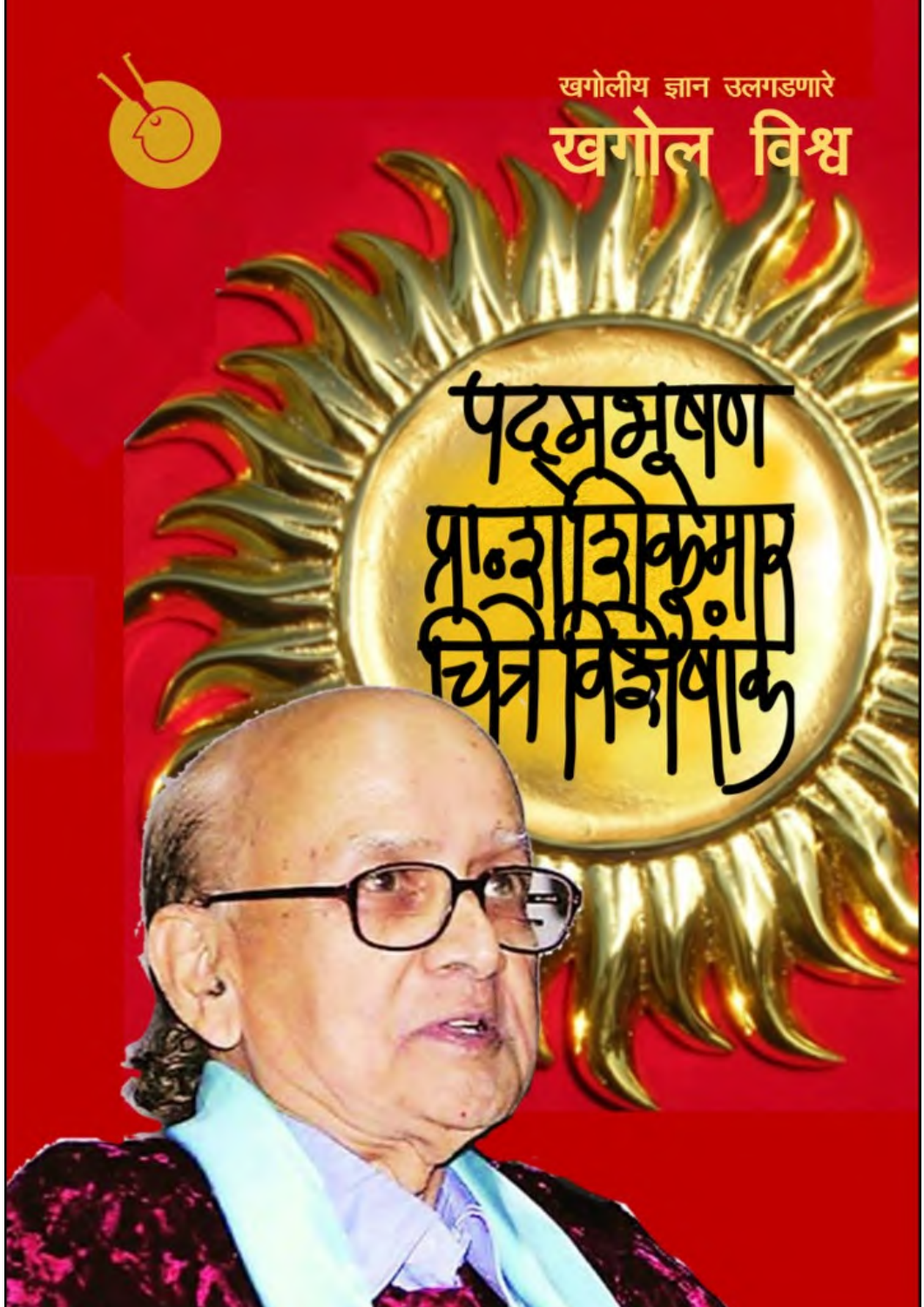खगोलीय ज्ञान उलगडणारे

# खगोल विश्व

# पद्मभूषण प्रा. शशिकुमार चित्रे विशेषांक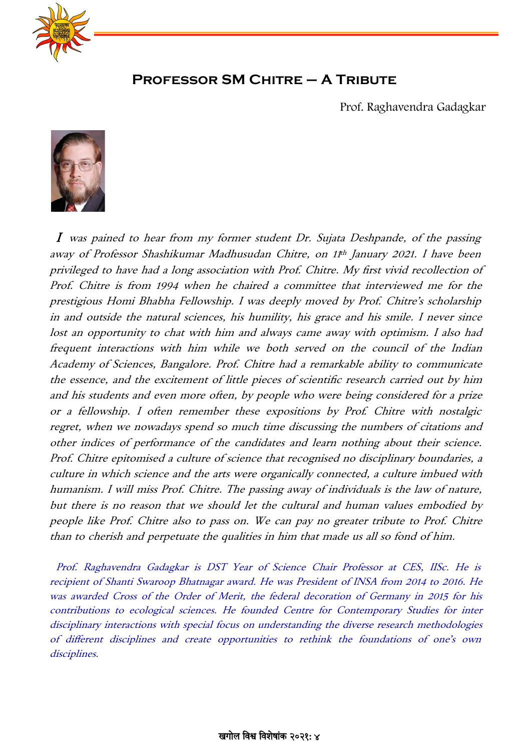# Professor SM Chitre – A Tribute

Prof. Raghavendra Gadagkar

*I was pained to hear from my former student Dr. Sujata Deshpande, of the passing away of Professor Shashikumar Madhusudan Chitre, on 11th January 2021. I have been privileged to have had a long association with Prof. Chitre. My first vivid recollection of Prof. Chitre is from 1994 when he chaired a committee that interviewed me for the prestigious Homi Bhabha Fellowship. I was deeply moved by Prof. Chitre's scholarship in and outside the natural sciences, his humility, his grace and his smile. I never since lost an opportunity to chat with him and always came away with optimism. I also had frequent interactions with him while we both served on the council of the Indian Academy of Sciences, Bangalore. Prof. Chitre had a remarkable ability to communicate the essence, and the excitement of little pieces of scientific research carried out by him and his students and even more often, by people who were being considered for a prize or a fellowship. I often remember these expositions by Prof. Chitre with nostalgic regret, when we nowadays spend so much time discussing the numbers of citations and other indices of performance of the candidates and learn nothing about their science. Prof. Chitre epitomised a culture of science that recognised no disciplinary boundaries, a culture in which science and the arts were organically connected, a culture imbued with humanism. I will miss Prof. Chitre. The passing away of individuals is the law of nature, but there is no reason that we should let the cultural and human values embodied by people like Prof. Chitre also to pass on. We can pay no greater tribute to Prof. Chitre than to cherish and perpetuate the qualities in him that made us all so fond of him.*

*Prof. Raghavendra Gadagkar is DST Year of Science Chair Professor at CES, IISc. He is recipient of Shanti Swaroop Bhatnagar award. He was President of INSA from 2014 to 2016. He was awarded Cross of the Order of Merit, the federal decoration of Germany in 2015 for his contributions to ecological sciences. He founded Centre for Contemporary Studies for inter disciplinary interactions with special focus on understanding the diverse research methodologies of different disciplines and create opportunities to rethink the foundations of one's own disciplines.*